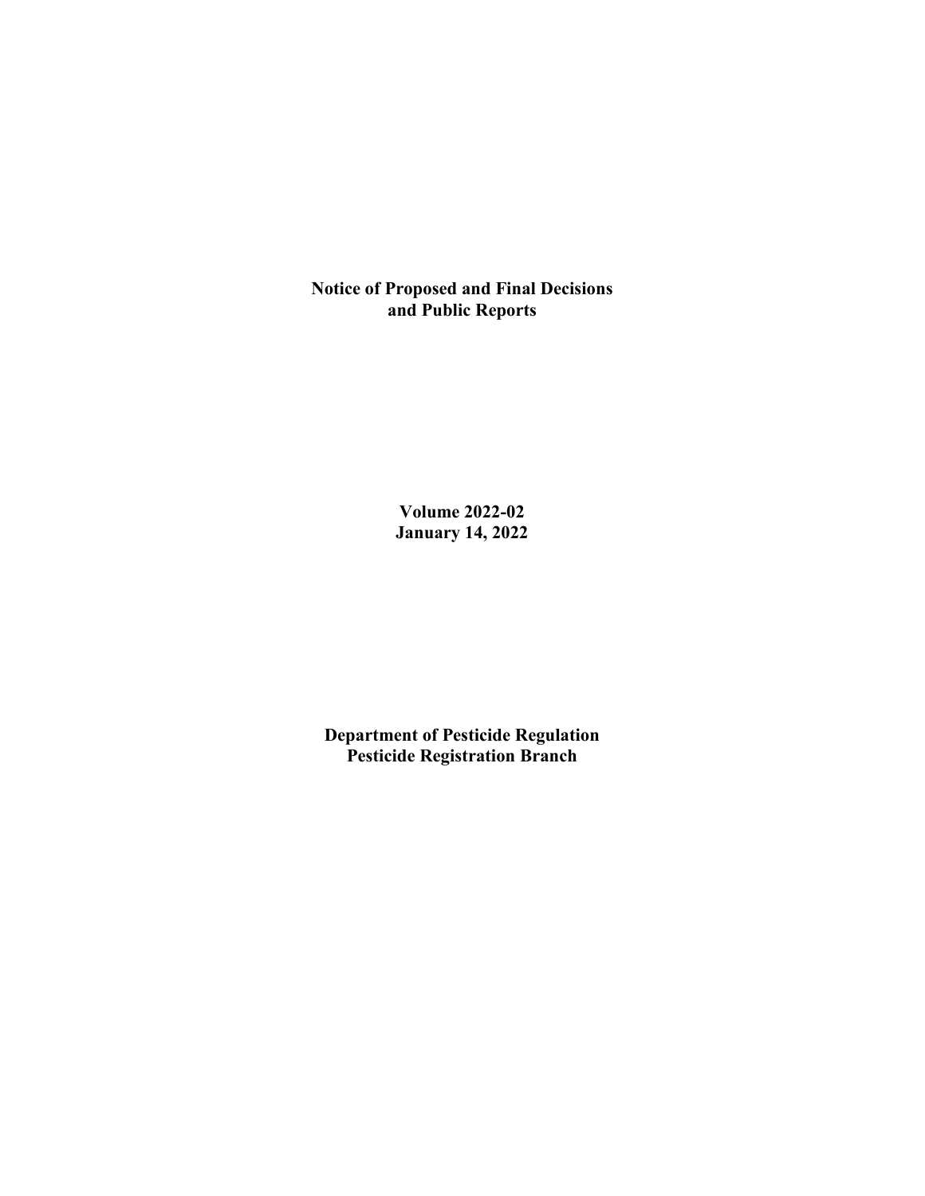# Notice of Proposed and Final Decisions and Public Reports

**Volume 2022-02**
**January 14, 2022**

**Department of Pesticide Regulation**
**Pesticide Registration Branch**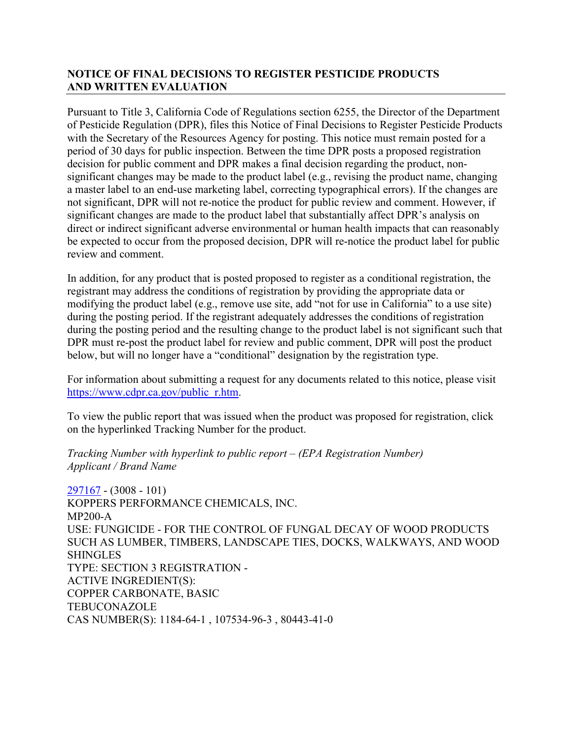**NOTICE OF FINAL DECISIONS TO REGISTER PESTICIDE PRODUCTS AND WRITTEN EVALUATION**

Pursuant to Title 3, California Code of Regulations section 6255, the Director of the Department of Pesticide Regulation (DPR), files this Notice of Final Decisions to Register Pesticide Products with the Secretary of the Resources Agency for posting. This notice must remain posted for a period of 30 days for public inspection. Between the time DPR posts a proposed registration decision for public comment and DPR makes a final decision regarding the product, non-significant changes may be made to the product label (e.g., revising the product name, changing a master label to an end-use marketing label, correcting typographical errors). If the changes are not significant, DPR will not re-notice the product for public review and comment. However, if significant changes are made to the product label that substantially affect DPR's analysis on direct or indirect significant adverse environmental or human health impacts that can reasonably be expected to occur from the proposed decision, DPR will re-notice the product label for public review and comment.

In addition, for any product that is posted proposed to register as a conditional registration, the registrant may address the conditions of registration by providing the appropriate data or modifying the product label (e.g., remove use site, add "not for use in California" to a use site) during the posting period. If the registrant adequately addresses the conditions of registration during the posting period and the resulting change to the product label is not significant such that DPR must re-post the product label for review and public comment, DPR will post the product below, but will no longer have a "conditional" designation by the registration type.

For information about submitting a request for any documents related to this notice, please visit https://www.cdpr.ca.gov/public_r.htm.

To view the public report that was issued when the product was proposed for registration, click on the hyperlinked Tracking Number for the product.

*Tracking Number with hyperlink to public report – (EPA Registration Number)*
*Applicant / Brand Name*

297167 - (3008 - 101)
KOPPERS PERFORMANCE CHEMICALS, INC.
MP200-A
USE: FUNGICIDE - FOR THE CONTROL OF FUNGAL DECAY OF WOOD PRODUCTS SUCH AS LUMBER, TIMBERS, LANDSCAPE TIES, DOCKS, WALKWAYS, AND WOOD SHINGLES
TYPE: SECTION 3 REGISTRATION -
ACTIVE INGREDIENT(S):
COPPER CARBONATE, BASIC
TEBUCONAZOLE
CAS NUMBER(S): 1184-64-1 , 107534-96-3 , 80443-41-0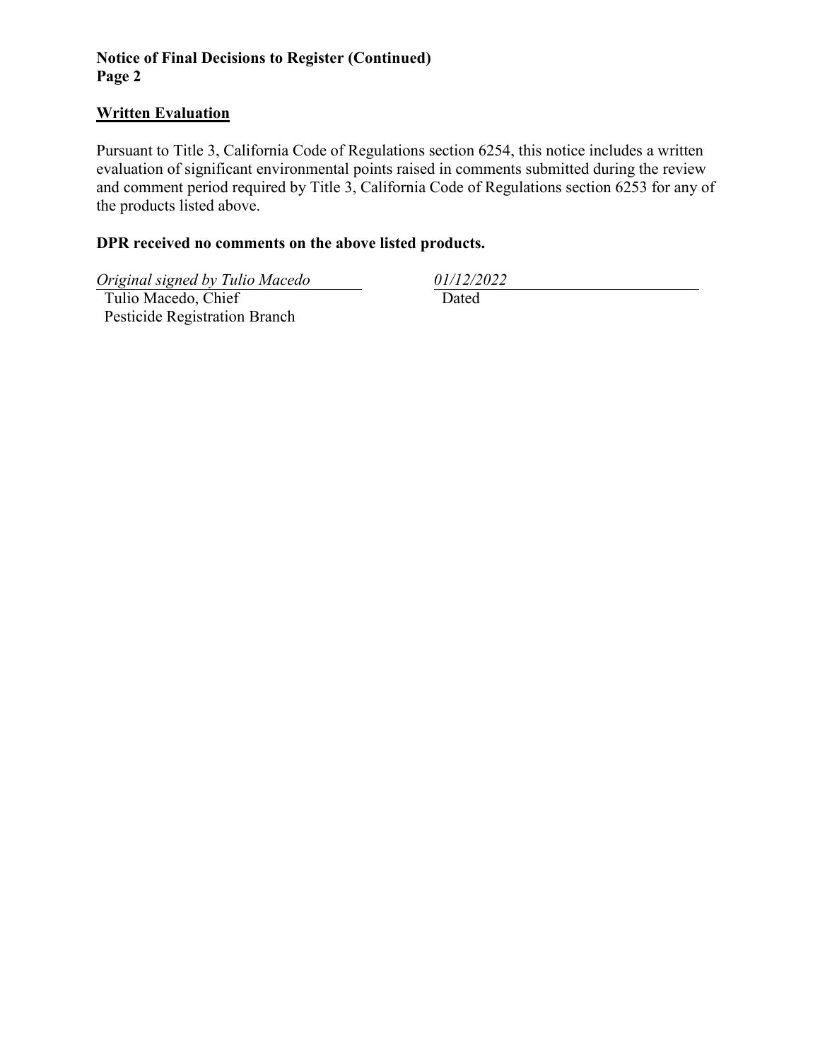**Notice of Final Decisions to Register (Continued)**
**Page 2**

## Written Evaluation

Pursuant to Title 3, California Code of Regulations section 6254, this notice includes a written evaluation of significant environmental points raised in comments submitted during the review and comment period required by Title 3, California Code of Regulations section 6253 for any of the products listed above.

**DPR received no comments on the above listed products.**

| *Original signed by Tulio Macedo* | *01/12/2022* |
| --- | --- |
| Tulio Macedo, Chief<br>Pesticide Registration Branch | Dated |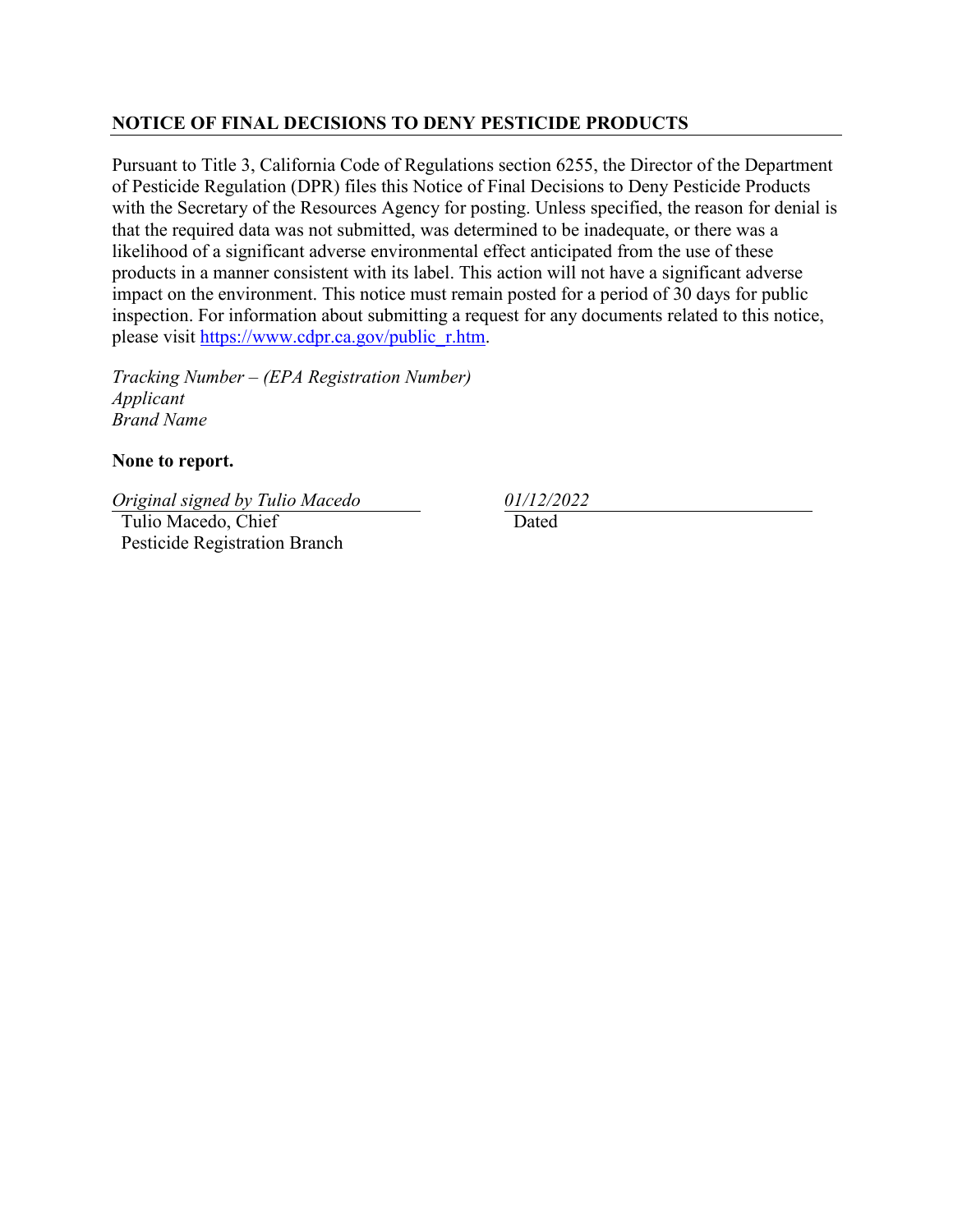## NOTICE OF FINAL DECISIONS TO DENY PESTICIDE PRODUCTS

Pursuant to Title 3, California Code of Regulations section 6255, the Director of the Department of Pesticide Regulation (DPR) files this Notice of Final Decisions to Deny Pesticide Products with the Secretary of the Resources Agency for posting. Unless specified, the reason for denial is that the required data was not submitted, was determined to be inadequate, or there was a likelihood of a significant adverse environmental effect anticipated from the use of these products in a manner consistent with its label. This action will not have a significant adverse impact on the environment. This notice must remain posted for a period of 30 days for public inspection. For information about submitting a request for any documents related to this notice, please visit https://www.cdpr.ca.gov/public_r.htm.

*Tracking Number – (EPA Registration Number)*
*Applicant*
*Brand Name*

**None to report.**

*Original signed by Tulio Macedo*
Tulio Macedo, Chief
Pesticide Registration Branch

*01/12/2022*
Dated